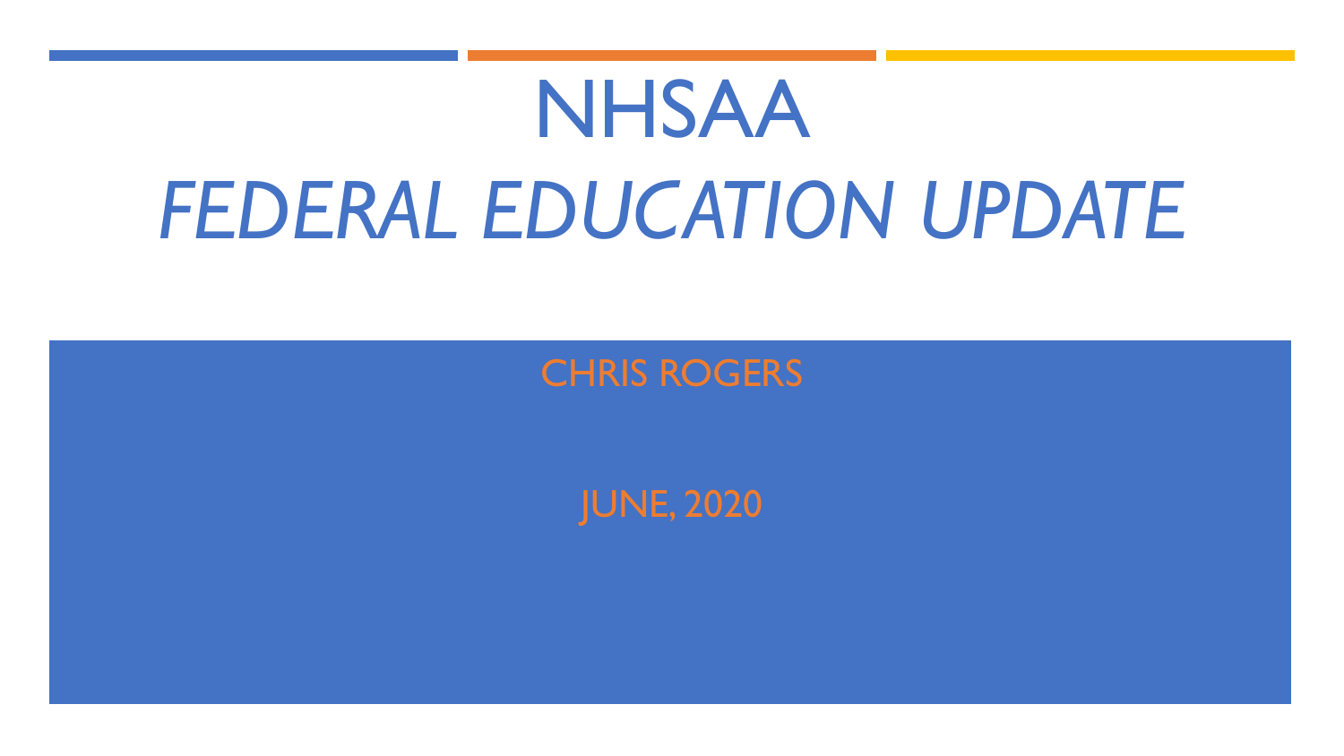# NHSAA

## *FEDERAL EDUCATION UPDATE*

CHRIS ROGERS

JUNE, 2020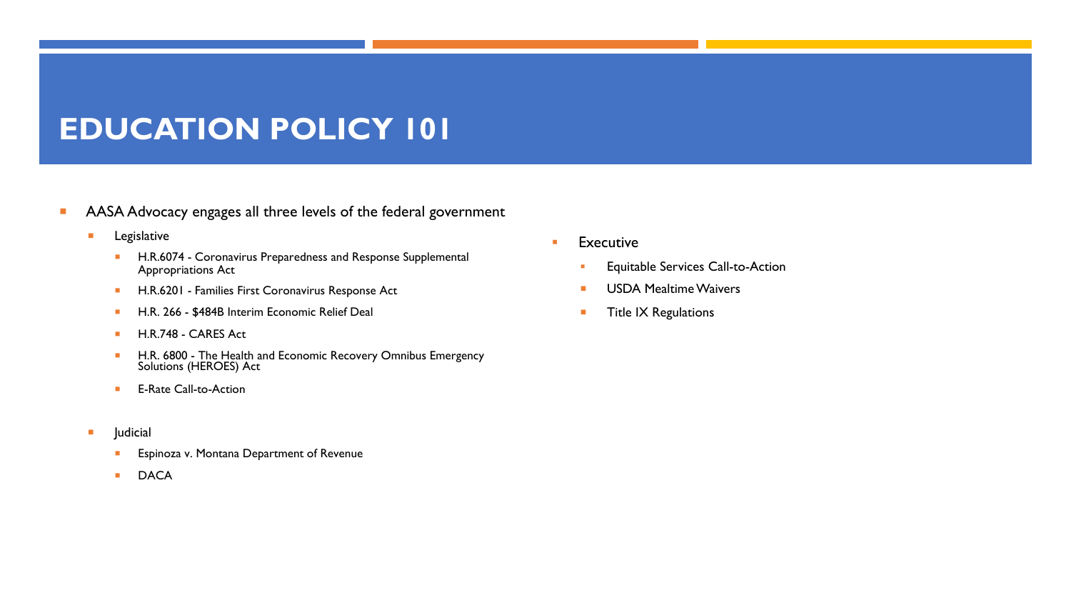# EDUCATION POLICY 101

- AASA Advocacy engages all three levels of the federal government
  - Legislative
    - H.R.6074 - Coronavirus Preparedness and Response Supplemental Appropriations Act
    - H.R.6201 - Families First Coronavirus Response Act
    - H.R. 266 - $484B Interim Economic Relief Deal
    - H.R.748 - CARES Act
    - H.R. 6800 - The Health and Economic Recovery Omnibus Emergency Solutions (HEROES) Act
    - E-Rate Call-to-Action
  - Judicial
    - Espinoza v. Montana Department of Revenue
    - DACA
  - Executive
    - Equitable Services Call-to-Action
    - USDA Mealtime Waivers
    - Title IX Regulations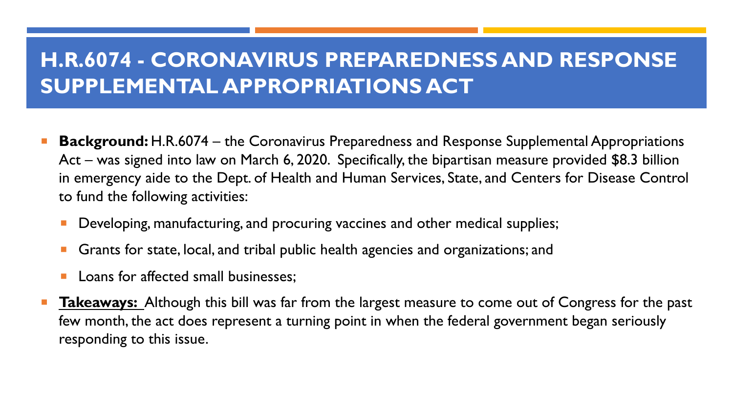# H.R.6074 - CORONAVIRUS PREPAREDNESS AND RESPONSE SUPPLEMENTAL APPROPRIATIONS ACT

- **Background:** H.R.6074 – the Coronavirus Preparedness and Response Supplemental Appropriations Act – was signed into law on March 6, 2020. Specifically, the bipartisan measure provided $8.3 billion in emergency aide to the Dept. of Health and Human Services, State, and Centers for Disease Control to fund the following activities:
  - Developing, manufacturing, and procuring vaccines and other medical supplies;
  - Grants for state, local, and tribal public health agencies and organizations; and
  - Loans for affected small businesses;
- <u>**Takeaways:**</u> Although this bill was far from the largest measure to come out of Congress for the past few month, the act does represent a turning point in when the federal government began seriously responding to this issue.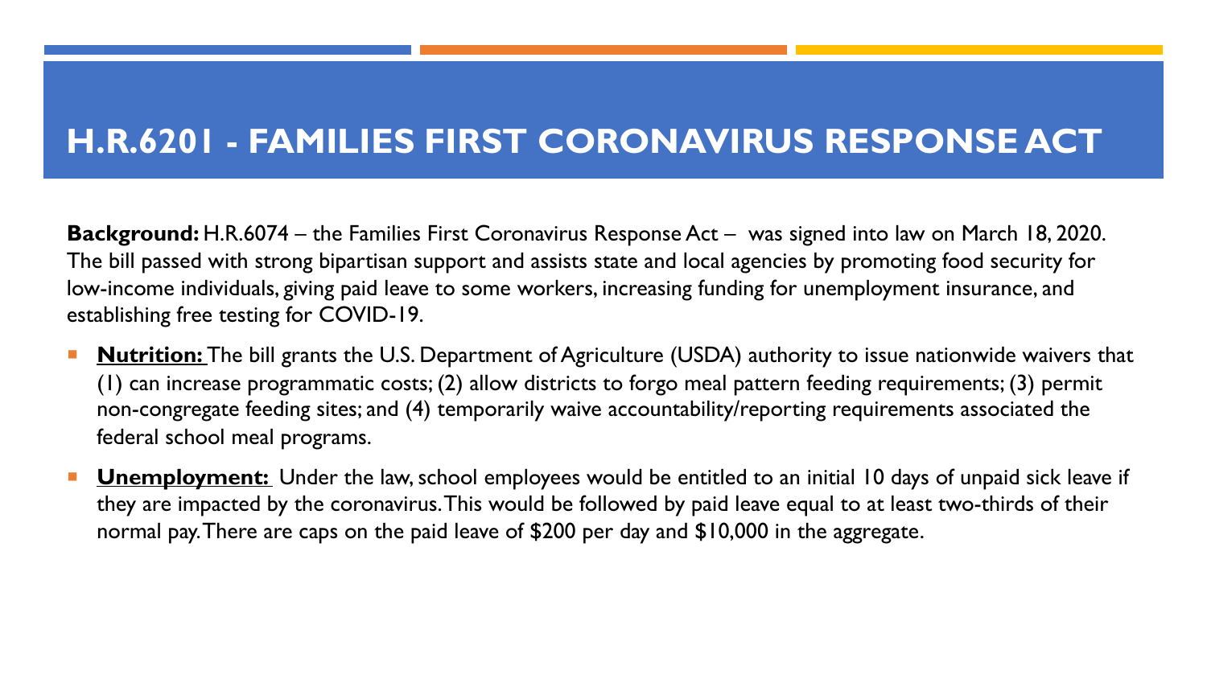# H.R.6201 - FAMILIES FIRST CORONAVIRUS RESPONSE ACT

**Background:** H.R.6074 – the Families First Coronavirus Response Act – was signed into law on March 18, 2020. The bill passed with strong bipartisan support and assists state and local agencies by promoting food security for low-income individuals, giving paid leave to some workers, increasing funding for unemployment insurance, and establishing free testing for COVID-19.

- **Nutrition:** The bill grants the U.S. Department of Agriculture (USDA) authority to issue nationwide waivers that (1) can increase programmatic costs; (2) allow districts to forgo meal pattern feeding requirements; (3) permit non-congregate feeding sites; and (4) temporarily waive accountability/reporting requirements associated the federal school meal programs.
- **Unemployment:** Under the law, school employees would be entitled to an initial 10 days of unpaid sick leave if they are impacted by the coronavirus. This would be followed by paid leave equal to at least two-thirds of their normal pay. There are caps on the paid leave of $200 per day and $10,000 in the aggregate.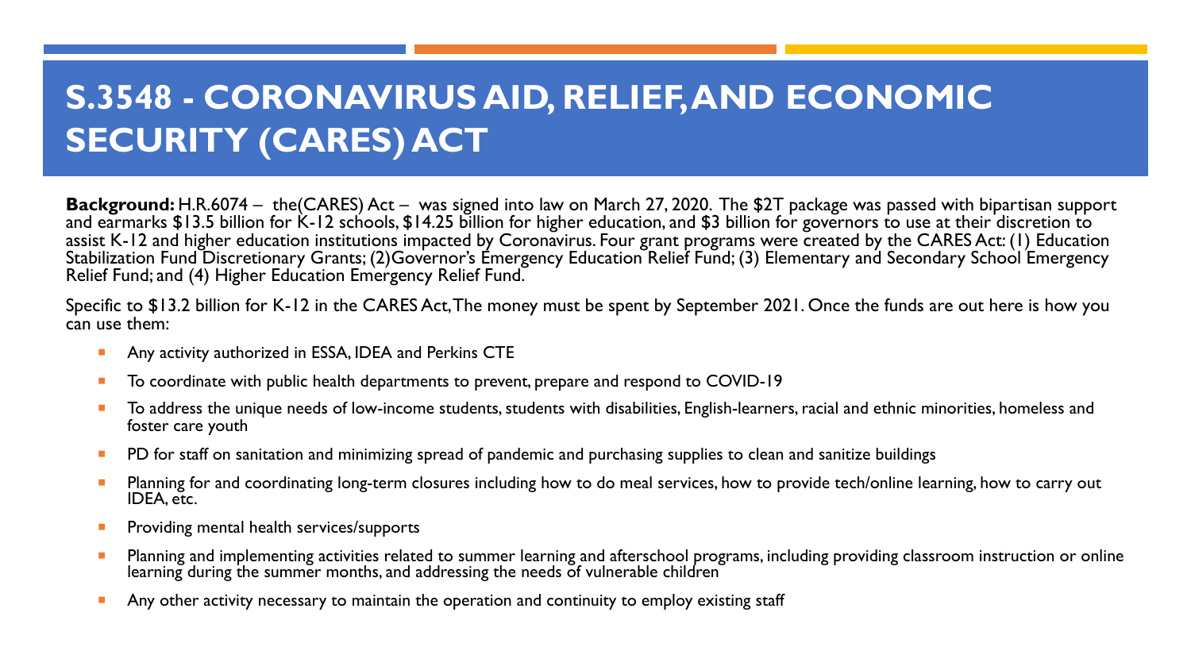# S.3548 - CORONAVIRUS AID, RELIEF, AND ECONOMIC SECURITY (CARES) ACT

**Background:** H.R.6074 – the(CARES) Act – was signed into law on March 27, 2020. The $2T package was passed with bipartisan support and earmarks $13.5 billion for K-12 schools, $14.25 billion for higher education, and $3 billion for governors to use at their discretion to assist K-12 and higher education institutions impacted by Coronavirus. Four grant programs were created by the CARES Act: (1) Education Stabilization Fund Discretionary Grants; (2)Governor's Emergency Education Relief Fund; (3) Elementary and Secondary School Emergency Relief Fund; and (4) Higher Education Emergency Relief Fund.

Specific to $13.2 billion for K-12 in the CARES Act, The money must be spent by September 2021. Once the funds are out here is how you can use them:

- Any activity authorized in ESSA, IDEA and Perkins CTE
- To coordinate with public health departments to prevent, prepare and respond to COVID-19
- To address the unique needs of low-income students, students with disabilities, English-learners, racial and ethnic minorities, homeless and foster care youth
- PD for staff on sanitation and minimizing spread of pandemic and purchasing supplies to clean and sanitize buildings
- Planning for and coordinating long-term closures including how to do meal services, how to provide tech/online learning, how to carry out IDEA, etc.
- Providing mental health services/supports
- Planning and implementing activities related to summer learning and afterschool programs, including providing classroom instruction or online learning during the summer months, and addressing the needs of vulnerable children
- Any other activity necessary to maintain the operation and continuity to employ existing staff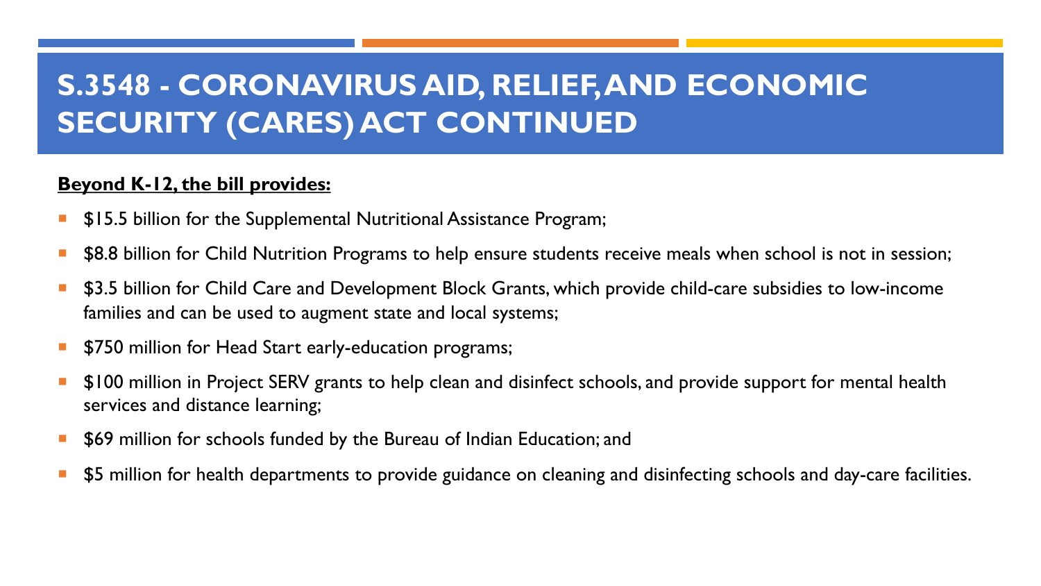# S.3548 - CORONAVIRUS AID, RELIEF, AND ECONOMIC SECURITY (CARES) ACT CONTINUED

**Beyond K-12, the bill provides:**

- $15.5 billion for the Supplemental Nutritional Assistance Program;
- $8.8 billion for Child Nutrition Programs to help ensure students receive meals when school is not in session;
- $3.5 billion for Child Care and Development Block Grants, which provide child-care subsidies to low-income families and can be used to augment state and local systems;
- $750 million for Head Start early-education programs;
- $100 million in Project SERV grants to help clean and disinfect schools, and provide support for mental health services and distance learning;
- $69 million for schools funded by the Bureau of Indian Education; and
- $5 million for health departments to provide guidance on cleaning and disinfecting schools and day-care facilities.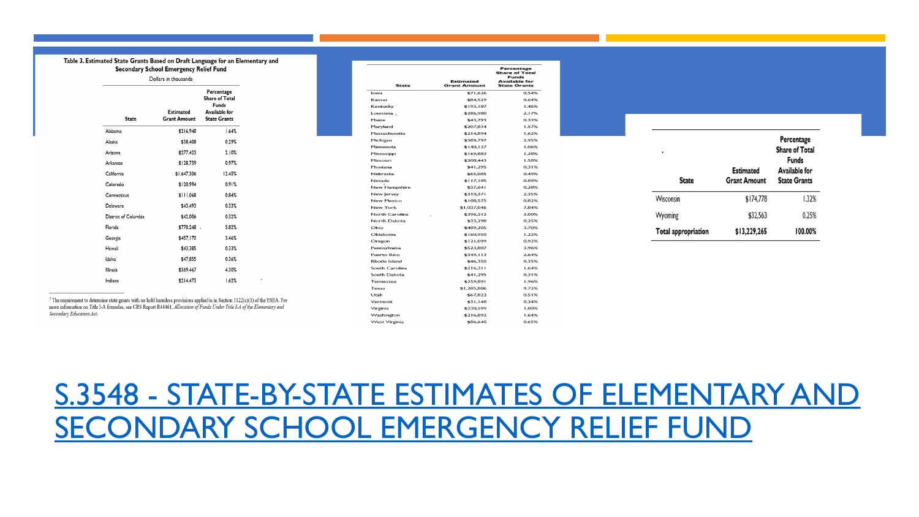**Table 3. Estimated State Grants Based on Draft Language for an Elementary and Secondary School Emergency Relief Fund**

Dollars in thousands

| State | Estimated Grant Amount | Percentage Share of Total Funds Available for State Grants |
|---|---|---|
| Alabama | $216,948 | 1.64% |
| Alaska | $38,408 | 0.29% |
| Arizona | $277,423 | 2.10% |
| Arkansas | $128,759 | 0.97% |
| California | $1,647,306 | 12.45% |
| Colorado | $120,994 | 0.91% |
| Connecticut | $111,068 | 0.84% |
| Delaware | $43,493 | 0.33% |
| District of Columbia | $42,006 | 0.32% |
| Florida | $770,248 | 5.82% |
| Georgia | $457,170 | 3.46% |
| Hawaii | $43,385 | 0.33% |
| Idaho | $47,855 | 0.36% |
| Illinois | $569,467 | 4.30% |
| Indiana | $214,473 | 1.62% |
| Iowa | $71,626 | 0.54% |
| Kansas | $84,529 | 0.64% |
| Kentucky | $193,187 | 1.46% |
| Louisiana | $286,980 | 2.17% |
| Maine | $43,793 | 0.33% |
| Maryland | $207,834 | 1.57% |
| Massachusetts | $214,894 | 1.62% |
| Michigan | $389,797 | 2.95% |
| Minnesota | $140,137 | 1.06% |
| Mississippi | $169,883 | 1.28% |
| Missouri | $208,443 | 1.58% |
| Montana | $41,295 | 0.31% |
| Nebraska | $65,085 | 0.49% |
| Nevada | $117,185 | 0.89% |
| New Hampshire | $37,641 | 0.28% |
| New Jersey | $310,371 | 2.35% |
| New Mexico | $108,575 | 0.82% |
| New York | $1,037,046 | 7.84% |
| North Carolina | $396,312 | 3.00% |
| North Dakota | $33,298 | 0.25% |
| Ohio | $489,205 | 3.70% |
| Oklahoma | $160,950 | 1.22% |
| Oregon | $121,099 | 0.92% |
| Pennsylvania | $523,807 | 3.96% |
| Puerto Rico | $349,113 | 2.64% |
| Rhode Island | $46,350 | 0.35% |
| South Carolina | $216,311 | 1.64% |
| South Dakota | $41,295 | 0.31% |
| Tennessee | $259,891 | 1.96% |
| Texas | $1,285,886 | 9.72% |
| Utah | $67,822 | 0.51% |
| Vermont | $31,148 | 0.24% |
| Virginia | $238,599 | 1.80% |
| Washington | $216,892 | 1.64% |
| West Virginia | $86,640 | 0.65% |
| Wisconsin | $174,778 | 1.32% |
| Wyoming | $32,563 | 0.25% |
| Total appropriation | $13,229,265 | 100.00% |

[7] The requirement to determine state grants with no hold harmless provisions applied is in Section 1122(c)(3) of the ESEA. For more information on Title I-A formulas, see CRS Report R44461, *Allocation of Funds Under Title I-A of the Elementary and Secondary Education Act*.

# [S.3548 - STATE-BY-STATE ESTIMATES OF ELEMENTARY AND SECONDARY SCHOOL EMERGENCY RELIEF FUND]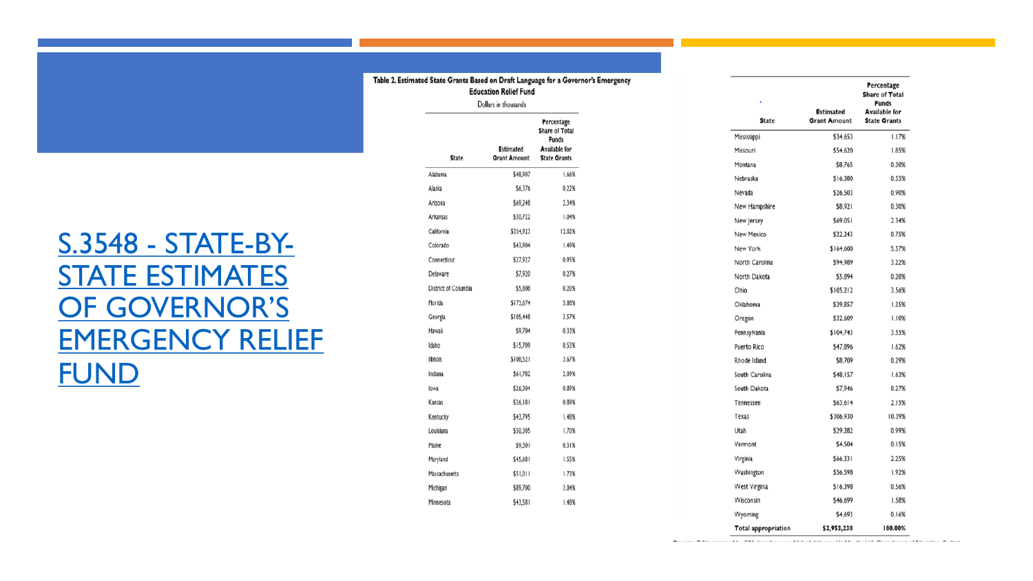# [S.3548 - STATE-BY-STATE ESTIMATES OF GOVERNOR'S EMERGENCY RELIEF FUND]

**Table 2. Estimated State Grants Based on Draft Language for a Governor's Emergency Education Relief Fund**

Dollars in thousands

| State | Estimated Grant Amount | Percentage Share of Total Funds Available for State Grants |
|---|---|---|
| Alabama | $48,907 | 1.66% |
| Alaska | $6,376 | 0.22% |
| Arizona | $69,248 | 2.34% |
| Arkansas | $30,722 | 1.04% |
| California | $354,923 | 12.02% |
| Colorado | $43,904 | 1.49% |
| Connecticut | $27,927 | 0.95% |
| Delaware | $7,920 | 0.27% |
| District of Columbia | $5,808 | 0.20% |
| Florida | $173,674 | 5.88% |
| Georgia | $105,448 | 3.57% |
| Hawaii | $9,704 | 0.33% |
| Idaho | $15,709 | 0.53% |
| Illinois | $108,521 | 3.67% |
| Indiana | $61,782 | 2.09% |
| Iowa | $26,304 | 0.89% |
| Kansas | $26,181 | 0.89% |
| Kentucky | $43,795 | 1.48% |
| Louisiana | $50,305 | 1.70% |
| Maine | $9,301 | 0.31% |
| Maryland | $45,681 | 1.55% |
| Massachusetts | $51,011 | 1.73% |
| Michigan | $89,700 | 3.04% |
| Minnesota | $43,581 | 1.48% |
| Mississippi | $34,653 | 1.17% |
| Missouri | $54,620 | 1.85% |
| Montana | $8,765 | 0.30% |
| Nebraska | $16,380 | 0.55% |
| Nevada | $26,503 | 0.90% |
| New Hampshire | $8,921 | 0.30% |
| New Jersey | $69,051 | 2.34% |
| New Mexico | $22,243 | 0.75% |
| New York | $164,600 | 5.57% |
| North Carolina | $94,989 | 3.22% |
| North Dakota | $5,894 | 0.20% |
| Ohio | $105,212 | 3.56% |
| Oklahoma | $39,857 | 1.35% |
| Oregon | $32,609 | 1.10% |
| Pennsylvania | $104,743 | 3.55% |
| Puerto Rico | $47,896 | 1.62% |
| Rhode Island | $8,709 | 0.29% |
| South Carolina | $48,157 | 1.63% |
| South Dakota | $7,946 | 0.27% |
| Tennessee | $63,614 | 2.15% |
| Texas | $306,930 | 10.39% |
| Utah | $29,282 | 0.99% |
| Vermont | $4,504 | 0.15% |
| Virginia | $66,331 | 2.25% |
| Washington | $56,598 | 1.92% |
| West Virginia | $16,398 | 0.56% |
| Wisconsin | $46,699 | 1.58% |
| Wyoming | $4,693 | 0.16% |
| **Total appropriation** | **$2,953,230** | **100.00%** |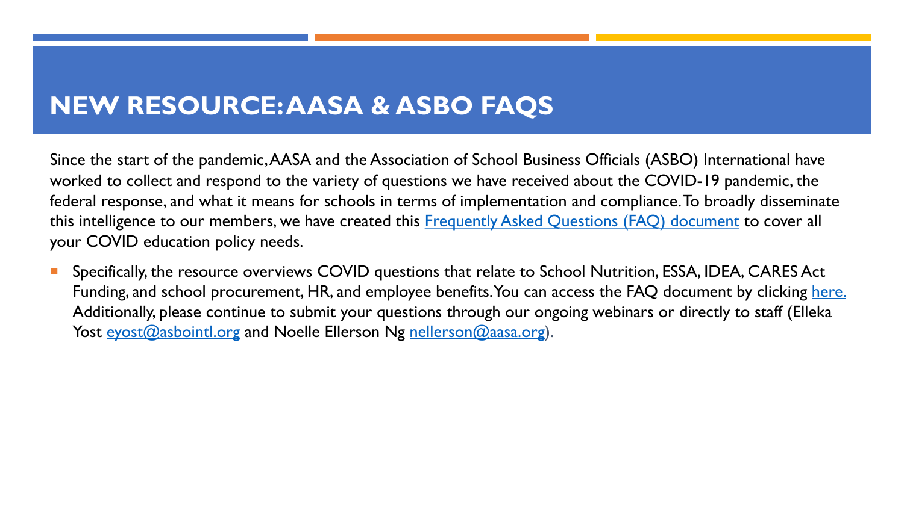# NEW RESOURCE: AASA & ASBO FAQS

Since the start of the pandemic, AASA and the Association of School Business Officials (ASBO) International have worked to collect and respond to the variety of questions we have received about the COVID-19 pandemic, the federal response, and what it means for schools in terms of implementation and compliance. To broadly disseminate this intelligence to our members, we have created this Frequently Asked Questions (FAQ) document to cover all your COVID education policy needs.

- Specifically, the resource overviews COVID questions that relate to School Nutrition, ESSA, IDEA, CARES Act Funding, and school procurement, HR, and employee benefits. You can access the FAQ document by clicking here. Additionally, please continue to submit your questions through our ongoing webinars or directly to staff (Elleka Yost eyost@asbointl.org and Noelle Ellerson Ng nellerson@aasa.org).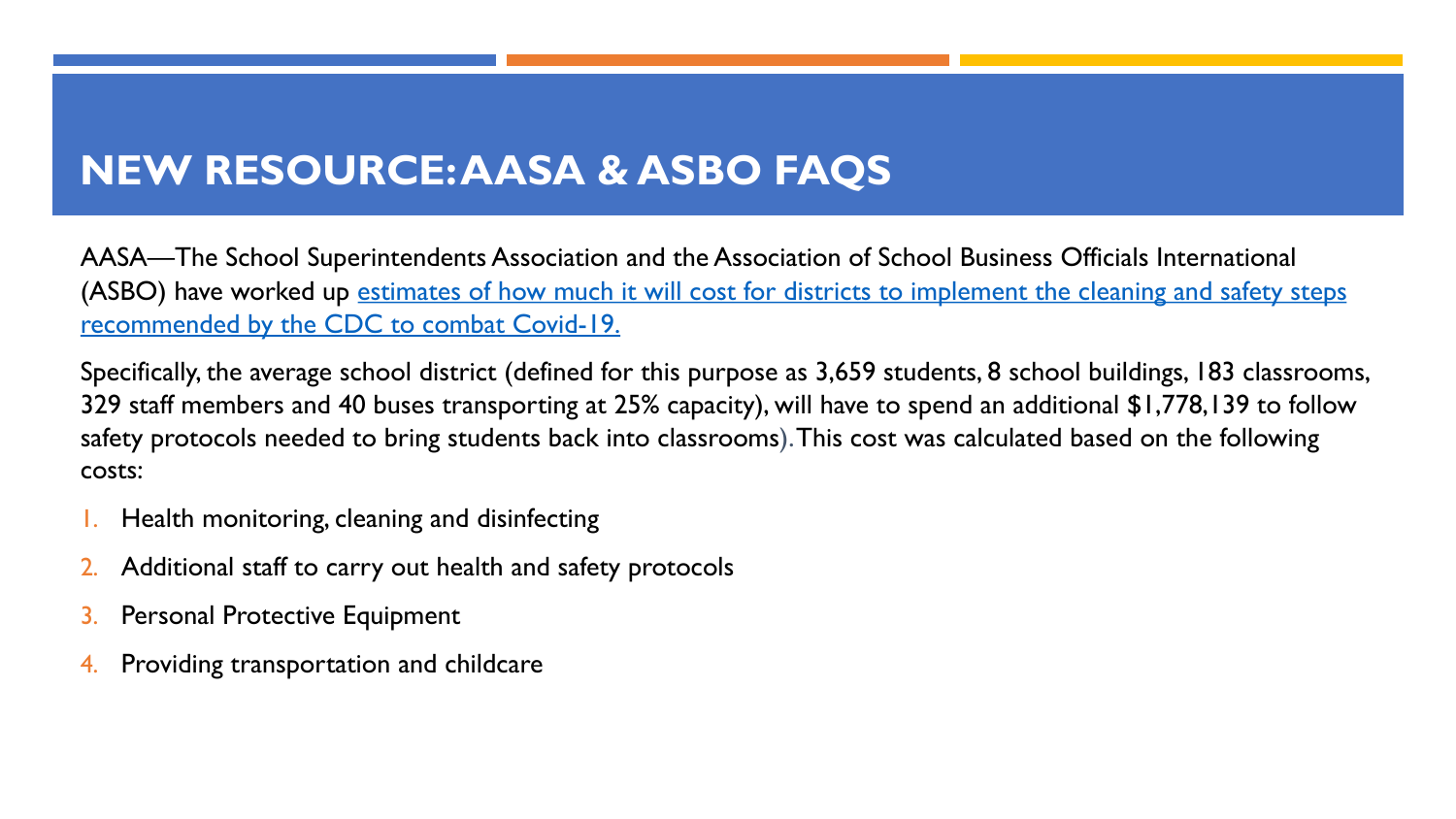# NEW RESOURCE: AASA & ASBO FAQS

AASA—The School Superintendents Association and the Association of School Business Officials International (ASBO) have worked up estimates of how much it will cost for districts to implement the cleaning and safety steps recommended by the CDC to combat Covid-19.

Specifically, the average school district (defined for this purpose as 3,659 students, 8 school buildings, 183 classrooms, 329 staff members and 40 buses transporting at 25% capacity), will have to spend an additional $1,778,139 to follow safety protocols needed to bring students back into classrooms). This cost was calculated based on the following costs:

1. Health monitoring, cleaning and disinfecting
2. Additional staff to carry out health and safety protocols
3. Personal Protective Equipment
4. Providing transportation and childcare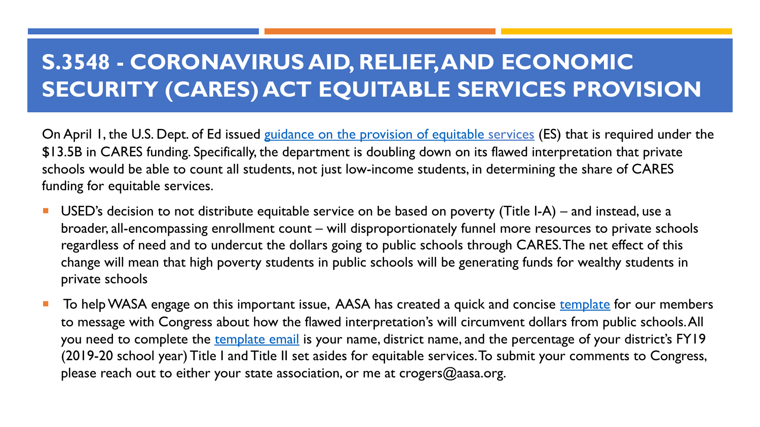# S.3548 - CORONAVIRUS AID, RELIEF, AND ECONOMIC SECURITY (CARES) ACT EQUITABLE SERVICES PROVISION

On April 1, the U.S. Dept. of Ed issued guidance on the provision of equitable services (ES) that is required under the $13.5B in CARES funding. Specifically, the department is doubling down on its flawed interpretation that private schools would be able to count all students, not just low-income students, in determining the share of CARES funding for equitable services.

- USED's decision to not distribute equitable service on be based on poverty (Title I-A) – and instead, use a broader, all-encompassing enrollment count – will disproportionately funnel more resources to private schools regardless of need and to undercut the dollars going to public schools through CARES. The net effect of this change will mean that high poverty students in public schools will be generating funds for wealthy students in private schools
- To help WASA engage on this important issue, AASA has created a quick and concise template for our members to message with Congress about how the flawed interpretation's will circumvent dollars from public schools. All you need to complete the template email is your name, district name, and the percentage of your district's FY19 (2019-20 school year) Title I and Title II set asides for equitable services. To submit your comments to Congress, please reach out to either your state association, or me at crogers@aasa.org.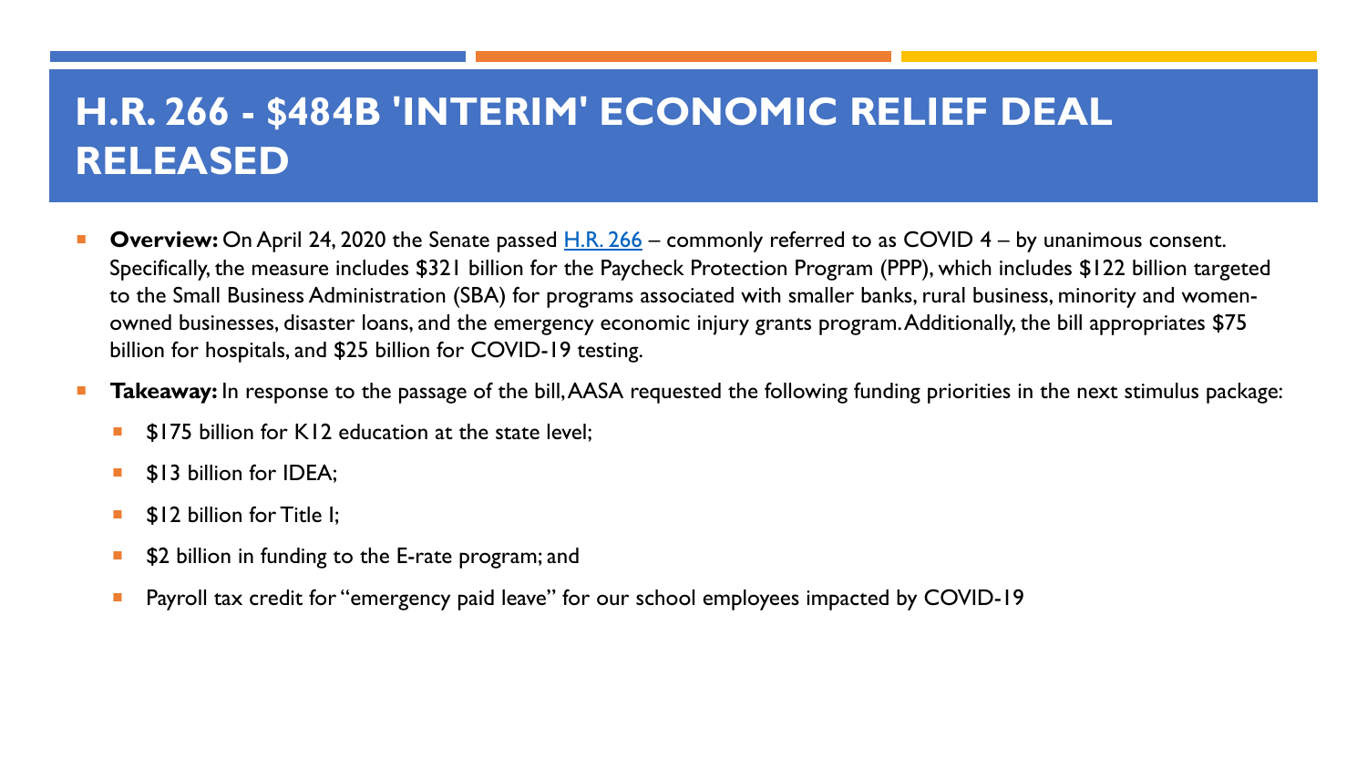# H.R. 266 - $484B 'INTERIM' ECONOMIC RELIEF DEAL RELEASED

- **Overview:** On April 24, 2020 the Senate passed H.R. 266 – commonly referred to as COVID 4 – by unanimous consent. Specifically, the measure includes $321 billion for the Paycheck Protection Program (PPP), which includes $122 billion targeted to the Small Business Administration (SBA) for programs associated with smaller banks, rural business, minority and women-owned businesses, disaster loans, and the emergency economic injury grants program. Additionally, the bill appropriates $75 billion for hospitals, and $25 billion for COVID-19 testing.
- **Takeaway:** In response to the passage of the bill, AASA requested the following funding priorities in the next stimulus package:
  - $175 billion for K12 education at the state level;
  - $13 billion for IDEA;
  - $12 billion for Title I;
  - $2 billion in funding to the E-rate program; and
  - Payroll tax credit for "emergency paid leave" for our school employees impacted by COVID-19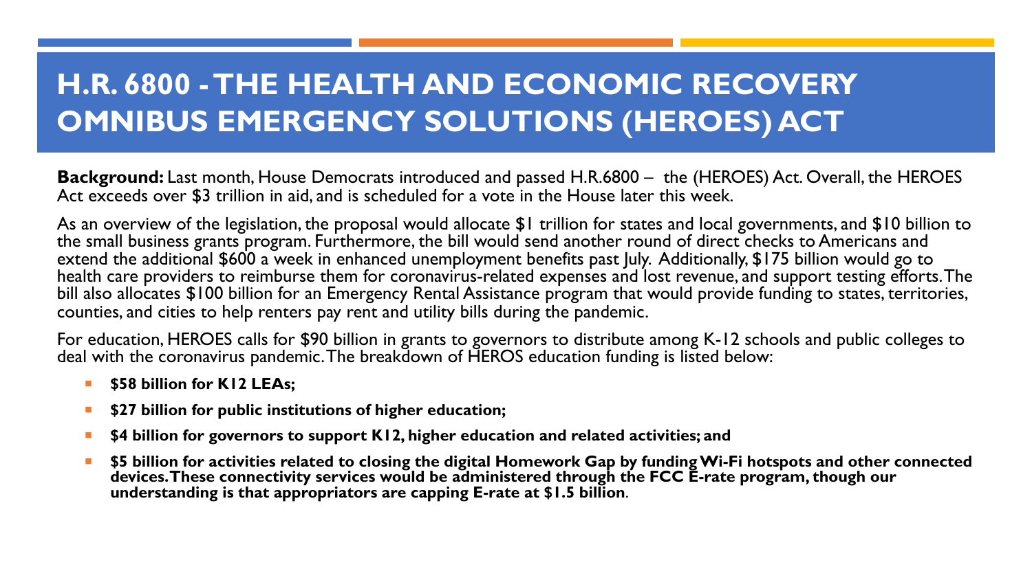# H.R. 6800 - THE HEALTH AND ECONOMIC RECOVERY OMNIBUS EMERGENCY SOLUTIONS (HEROES) ACT

**Background:** Last month, House Democrats introduced and passed H.R.6800 – the (HEROES) Act. Overall, the HEROES Act exceeds over $3 trillion in aid, and is scheduled for a vote in the House later this week.

As an overview of the legislation, the proposal would allocate $1 trillion for states and local governments, and $10 billion to the small business grants program. Furthermore, the bill would send another round of direct checks to Americans and extend the additional $600 a week in enhanced unemployment benefits past July. Additionally, $175 billion would go to health care providers to reimburse them for coronavirus-related expenses and lost revenue, and support testing efforts. The bill also allocates $100 billion for an Emergency Rental Assistance program that would provide funding to states, territories, counties, and cities to help renters pay rent and utility bills during the pandemic.

For education, HEROES calls for $90 billion in grants to governors to distribute among K-12 schools and public colleges to deal with the coronavirus pandemic. The breakdown of HEROS education funding is listed below:

- **$58 billion for K12 LEAs;**
- **$27 billion for public institutions of higher education;**
- **$4 billion for governors to support K12, higher education and related activities; and**
- **$5 billion for activities related to closing the digital Homework Gap by funding Wi-Fi hotspots and other connected devices. These connectivity services would be administered through the FCC E-rate program, though our understanding is that appropriators are capping E-rate at $1.5 billion**.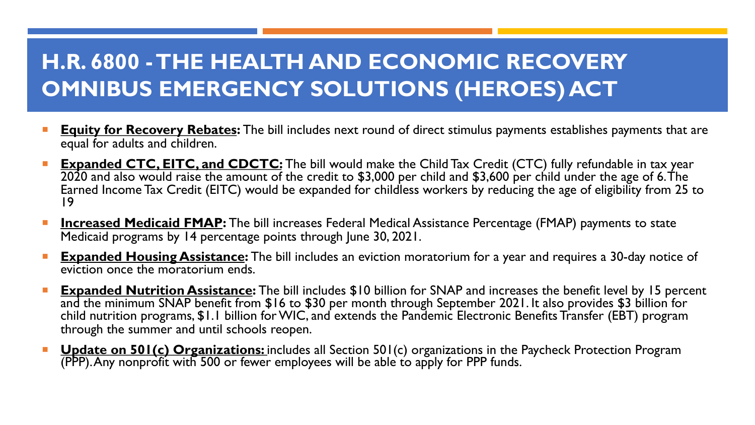# H.R. 6800 - THE HEALTH AND ECONOMIC RECOVERY OMNIBUS EMERGENCY SOLUTIONS (HEROES) ACT

- **Equity for Recovery Rebates:** The bill includes next round of direct stimulus payments establishes payments that are equal for adults and children.
- **Expanded CTC, EITC, and CDCTC:** The bill would make the Child Tax Credit (CTC) fully refundable in tax year 2020 and also would raise the amount of the credit to $3,000 per child and $3,600 per child under the age of 6. The Earned Income Tax Credit (EITC) would be expanded for childless workers by reducing the age of eligibility from 25 to 19
- **Increased Medicaid FMAP:** The bill increases Federal Medical Assistance Percentage (FMAP) payments to state Medicaid programs by 14 percentage points through June 30, 2021.
- **Expanded Housing Assistance:** The bill includes an eviction moratorium for a year and requires a 30-day notice of eviction once the moratorium ends.
- **Expanded Nutrition Assistance:** The bill includes $10 billion for SNAP and increases the benefit level by 15 percent and the minimum SNAP benefit from $16 to $30 per month through September 2021. It also provides $3 billion for child nutrition programs, $1.1 billion for WIC, and extends the Pandemic Electronic Benefits Transfer (EBT) program through the summer and until schools reopen.
- **Update on 501(c) Organizations:** includes all Section 501(c) organizations in the Paycheck Protection Program (PPP). Any nonprofit with 500 or fewer employees will be able to apply for PPP funds.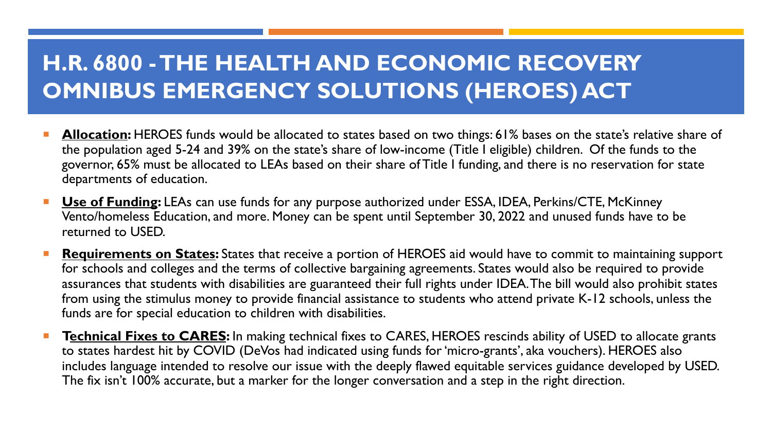# H.R. 6800 - THE HEALTH AND ECONOMIC RECOVERY OMNIBUS EMERGENCY SOLUTIONS (HEROES) ACT

- **Allocation:** HEROES funds would be allocated to states based on two things: 61% bases on the state's relative share of the population aged 5-24 and 39% on the state's share of low-income (Title I eligible) children. Of the funds to the governor, 65% must be allocated to LEAs based on their share of Title I funding, and there is no reservation for state departments of education.
- **Use of Funding:** LEAs can use funds for any purpose authorized under ESSA, IDEA, Perkins/CTE, McKinney Vento/homeless Education, and more. Money can be spent until September 30, 2022 and unused funds have to be returned to USED.
- **Requirements on States:** States that receive a portion of HEROES aid would have to commit to maintaining support for schools and colleges and the terms of collective bargaining agreements. States would also be required to provide assurances that students with disabilities are guaranteed their full rights under IDEA. The bill would also prohibit states from using the stimulus money to provide financial assistance to students who attend private K-12 schools, unless the funds are for special education to children with disabilities.
- **Technical Fixes to CARES:** In making technical fixes to CARES, HEROES rescinds ability of USED to allocate grants to states hardest hit by COVID (DeVos had indicated using funds for 'micro-grants', aka vouchers). HEROES also includes language intended to resolve our issue with the deeply flawed equitable services guidance developed by USED. The fix isn't 100% accurate, but a marker for the longer conversation and a step in the right direction.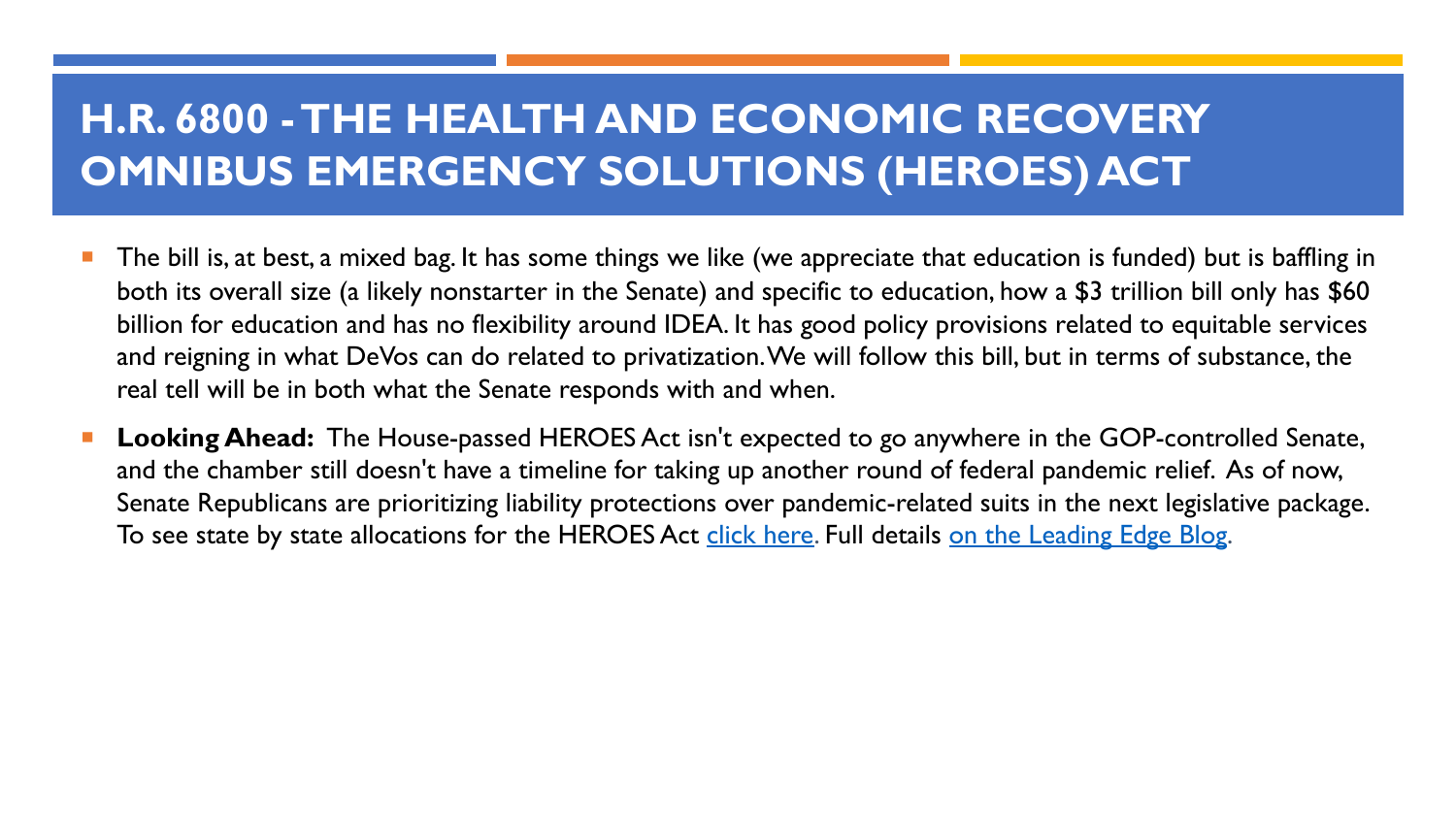# H.R. 6800 - THE HEALTH AND ECONOMIC RECOVERY OMNIBUS EMERGENCY SOLUTIONS (HEROES) ACT

- The bill is, at best, a mixed bag. It has some things we like (we appreciate that education is funded) but is baffling in both its overall size (a likely nonstarter in the Senate) and specific to education, how a $3 trillion bill only has $60 billion for education and has no flexibility around IDEA. It has good policy provisions related to equitable services and reigning in what DeVos can do related to privatization. We will follow this bill, but in terms of substance, the real tell will be in both what the Senate responds with and when.
- **Looking Ahead:** The House-passed HEROES Act isn't expected to go anywhere in the GOP-controlled Senate, and the chamber still doesn't have a timeline for taking up another round of federal pandemic relief. As of now, Senate Republicans are prioritizing liability protections over pandemic-related suits in the next legislative package. To see state by state allocations for the HEROES Act click here. Full details on the Leading Edge Blog.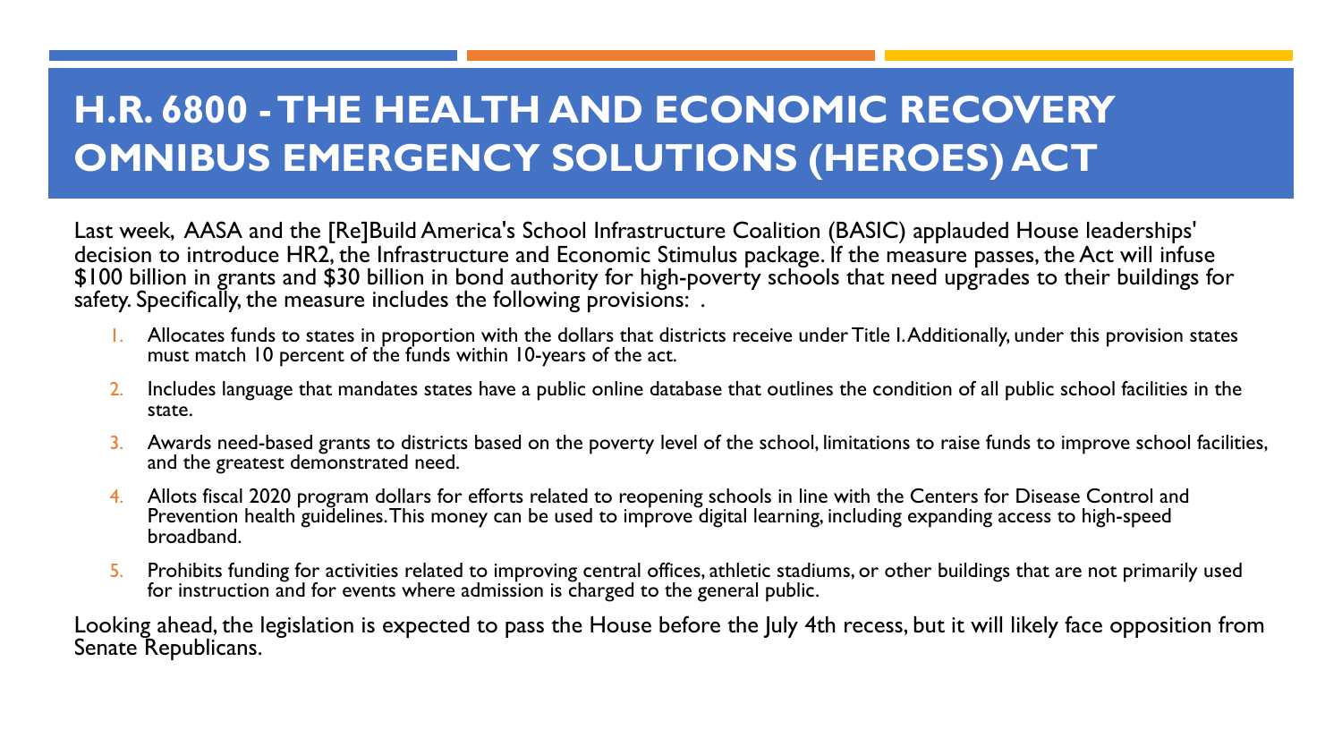# H.R. 6800 - THE HEALTH AND ECONOMIC RECOVERY OMNIBUS EMERGENCY SOLUTIONS (HEROES) ACT

Last week, AASA and the [Re]Build America's School Infrastructure Coalition (BASIC) applauded House leaderships' decision to introduce HR2, the Infrastructure and Economic Stimulus package. If the measure passes, the Act will infuse $100 billion in grants and $30 billion in bond authority for high-poverty schools that need upgrades to their buildings for safety. Specifically, the measure includes the following provisions: .

1. Allocates funds to states in proportion with the dollars that districts receive under Title I. Additionally, under this provision states must match 10 percent of the funds within 10-years of the act.
2. Includes language that mandates states have a public online database that outlines the condition of all public school facilities in the state.
3. Awards need-based grants to districts based on the poverty level of the school, limitations to raise funds to improve school facilities, and the greatest demonstrated need.
4. Allots fiscal 2020 program dollars for efforts related to reopening schools in line with the Centers for Disease Control and Prevention health guidelines. This money can be used to improve digital learning, including expanding access to high-speed broadband.
5. Prohibits funding for activities related to improving central offices, athletic stadiums, or other buildings that are not primarily used for instruction and for events where admission is charged to the general public.

Looking ahead, the legislation is expected to pass the House before the July 4th recess, but it will likely face opposition from Senate Republicans.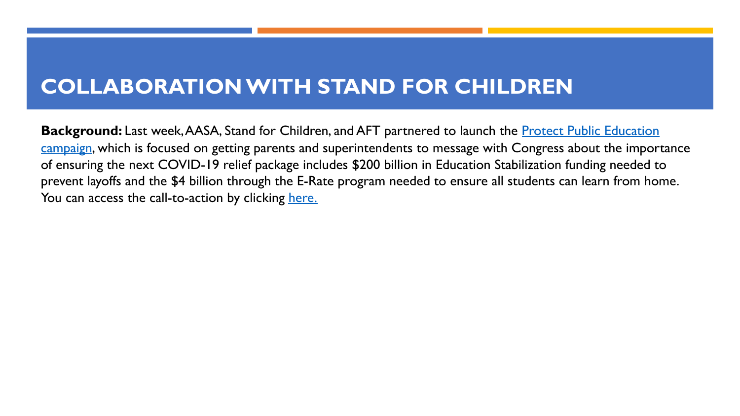# COLLABORATION WITH STAND FOR CHILDREN

**Background:** Last week, AASA, Stand for Children, and AFT partnered to launch the Protect Public Education campaign, which is focused on getting parents and superintendents to message with Congress about the importance of ensuring the next COVID-19 relief package includes $200 billion in Education Stabilization funding needed to prevent layoffs and the $4 billion through the E-Rate program needed to ensure all students can learn from home. You can access the call-to-action by clicking here.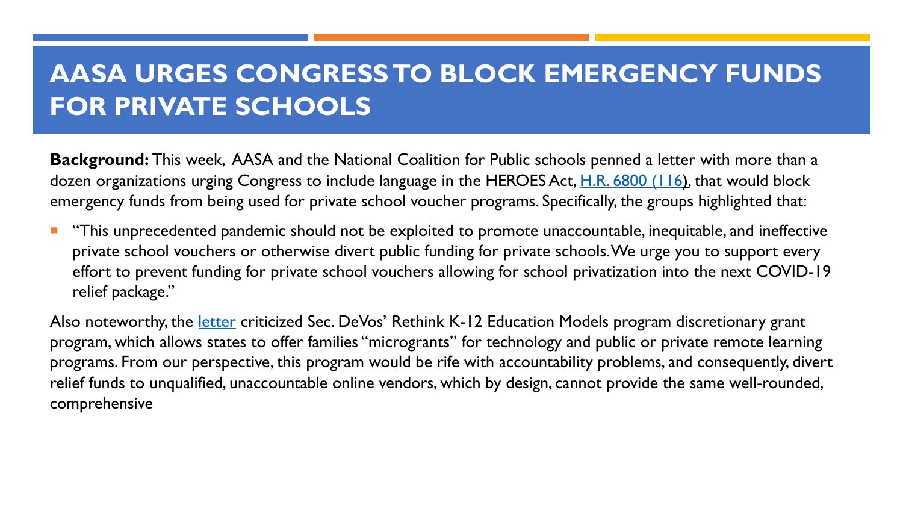# AASA URGES CONGRESS TO BLOCK EMERGENCY FUNDS FOR PRIVATE SCHOOLS

**Background:** This week, AASA and the National Coalition for Public schools penned a letter with more than a dozen organizations urging Congress to include language in the HEROES Act, H.R. 6800 (116), that would block emergency funds from being used for private school voucher programs. Specifically, the groups highlighted that:

- "This unprecedented pandemic should not be exploited to promote unaccountable, inequitable, and ineffective private school vouchers or otherwise divert public funding for private schools. We urge you to support every effort to prevent funding for private school vouchers allowing for school privatization into the next COVID-19 relief package."

Also noteworthy, the letter criticized Sec. DeVos' Rethink K-12 Education Models program discretionary grant program, which allows states to offer families "microgrants" for technology and public or private remote learning programs. From our perspective, this program would be rife with accountability problems, and consequently, divert relief funds to unqualified, unaccountable online vendors, which by design, cannot provide the same well-rounded, comprehensive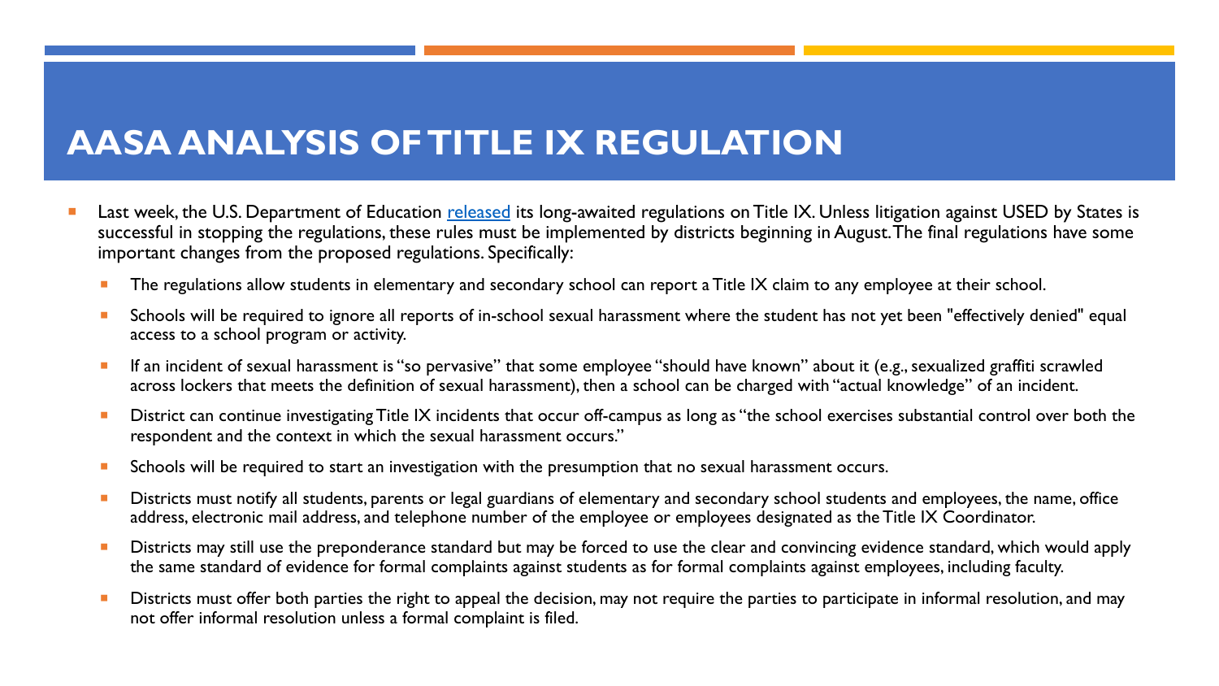# AASA ANALYSIS OF TITLE IX REGULATION

- Last week, the U.S. Department of Education [released](released) its long-awaited regulations on Title IX. Unless litigation against USED by States is successful in stopping the regulations, these rules must be implemented by districts beginning in August. The final regulations have some important changes from the proposed regulations. Specifically:
  - The regulations allow students in elementary and secondary school can report a Title IX claim to any employee at their school.
  - Schools will be required to ignore all reports of in-school sexual harassment where the student has not yet been "effectively denied" equal access to a school program or activity.
  - If an incident of sexual harassment is "so pervasive" that some employee "should have known" about it (e.g., sexualized graffiti scrawled across lockers that meets the definition of sexual harassment), then a school can be charged with "actual knowledge" of an incident.
  - District can continue investigating Title IX incidents that occur off-campus as long as "the school exercises substantial control over both the respondent and the context in which the sexual harassment occurs."
  - Schools will be required to start an investigation with the presumption that no sexual harassment occurs.
  - Districts must notify all students, parents or legal guardians of elementary and secondary school students and employees, the name, office address, electronic mail address, and telephone number of the employee or employees designated as the Title IX Coordinator.
  - Districts may still use the preponderance standard but may be forced to use the clear and convincing evidence standard, which would apply the same standard of evidence for formal complaints against students as for formal complaints against employees, including faculty.
  - Districts must offer both parties the right to appeal the decision, may not require the parties to participate in informal resolution, and may not offer informal resolution unless a formal complaint is filed.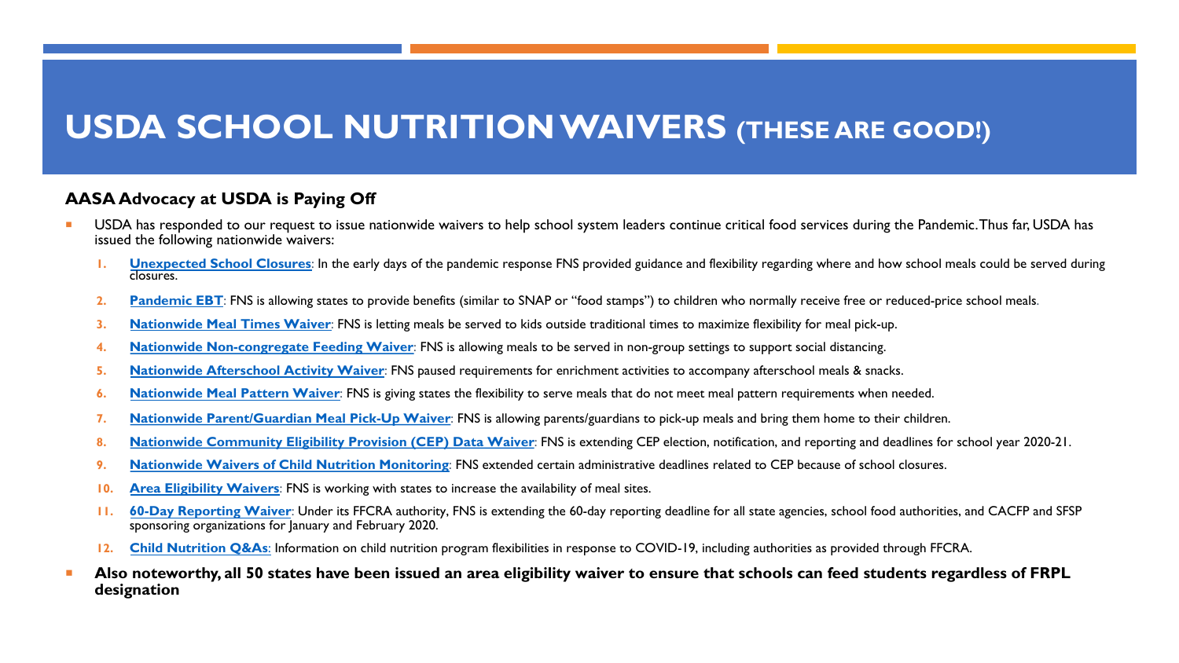# USDA SCHOOL NUTRITION WAIVERS (THESE ARE GOOD!)

### AASA Advocacy at USDA is Paying Off

- USDA has responded to our request to issue nationwide waivers to help school system leaders continue critical food services during the Pandemic. Thus far, USDA has issued the following nationwide waivers:
  1. **Unexpected School Closures**: In the early days of the pandemic response FNS provided guidance and flexibility regarding where and how school meals could be served during closures.
  2. **Pandemic EBT**: FNS is allowing states to provide benefits (similar to SNAP or "food stamps") to children who normally receive free or reduced-price school meals.
  3. **Nationwide Meal Times Waiver**: FNS is letting meals be served to kids outside traditional times to maximize flexibility for meal pick-up.
  4. **Nationwide Non-congregate Feeding Waiver**: FNS is allowing meals to be served in non-group settings to support social distancing.
  5. **Nationwide Afterschool Activity Waiver**: FNS paused requirements for enrichment activities to accompany afterschool meals & snacks.
  6. **Nationwide Meal Pattern Waiver**: FNS is giving states the flexibility to serve meals that do not meet meal pattern requirements when needed.
  7. **Nationwide Parent/Guardian Meal Pick-Up Waiver**: FNS is allowing parents/guardians to pick-up meals and bring them home to their children.
  8. **Nationwide Community Eligibility Provision (CEP) Data Waiver**: FNS is extending CEP election, notification, and reporting and deadlines for school year 2020-21.
  9. **Nationwide Waivers of Child Nutrition Monitoring**: FNS extended certain administrative deadlines related to CEP because of school closures.
  10. **Area Eligibility Waivers**: FNS is working with states to increase the availability of meal sites.
  11. **60-Day Reporting Waiver**: Under its FFCRA authority, FNS is extending the 60-day reporting deadline for all state agencies, school food authorities, and CACFP and SFSP sponsoring organizations for January and February 2020.
  12. **Child Nutrition Q&As**: Information on child nutrition program flexibilities in response to COVID-19, including authorities as provided through FFCRA.
- **Also noteworthy, all 50 states have been issued an area eligibility waiver to ensure that schools can feed students regardless of FRPL designation**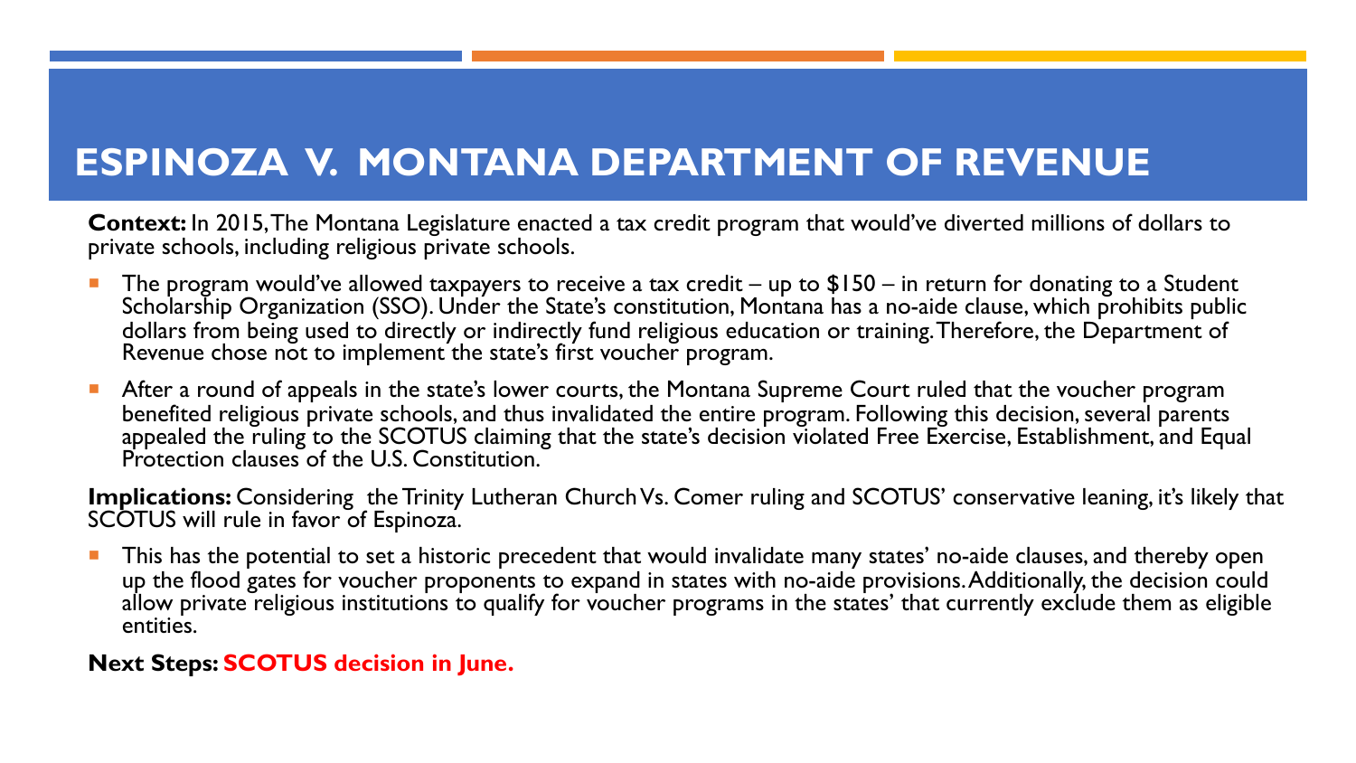# ESPINOZA V. MONTANA DEPARTMENT OF REVENUE

**Context:** In 2015, The Montana Legislature enacted a tax credit program that would've diverted millions of dollars to private schools, including religious private schools.

- The program would've allowed taxpayers to receive a tax credit – up to $150 – in return for donating to a Student Scholarship Organization (SSO). Under the State's constitution, Montana has a no-aide clause, which prohibits public dollars from being used to directly or indirectly fund religious education or training. Therefore, the Department of Revenue chose not to implement the state's first voucher program.
- After a round of appeals in the state's lower courts, the Montana Supreme Court ruled that the voucher program benefited religious private schools, and thus invalidated the entire program. Following this decision, several parents appealed the ruling to the SCOTUS claiming that the state's decision violated Free Exercise, Establishment, and Equal Protection clauses of the U.S. Constitution.

**Implications:** Considering the Trinity Lutheran Church Vs. Comer ruling and SCOTUS' conservative leaning, it's likely that SCOTUS will rule in favor of Espinoza.

- This has the potential to set a historic precedent that would invalidate many states' no-aide clauses, and thereby open up the flood gates for voucher proponents to expand in states with no-aide provisions. Additionally, the decision could allow private religious institutions to qualify for voucher programs in the states' that currently exclude them as eligible entities.

**Next Steps:** **SCOTUS decision in June.**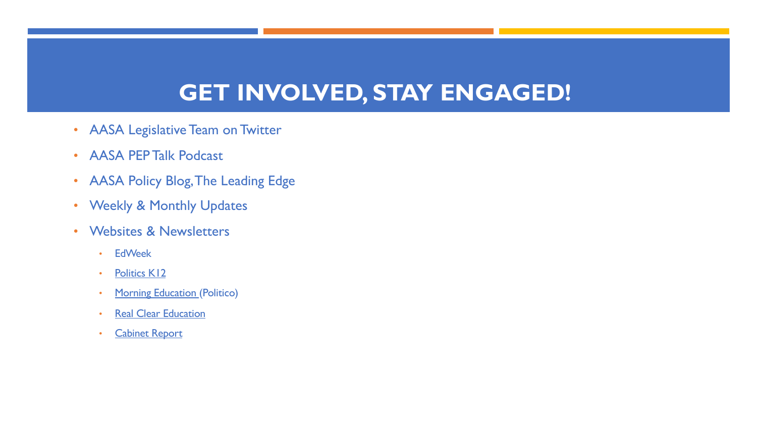# GET INVOLVED, STAY ENGAGED!

- AASA Legislative Team on Twitter
- AASA PEP Talk Podcast
- AASA Policy Blog, The Leading Edge
- Weekly & Monthly Updates
- Websites & Newsletters
  - EdWeek
  - Politics K12
  - Morning Education (Politico)
  - Real Clear Education
  - Cabinet Report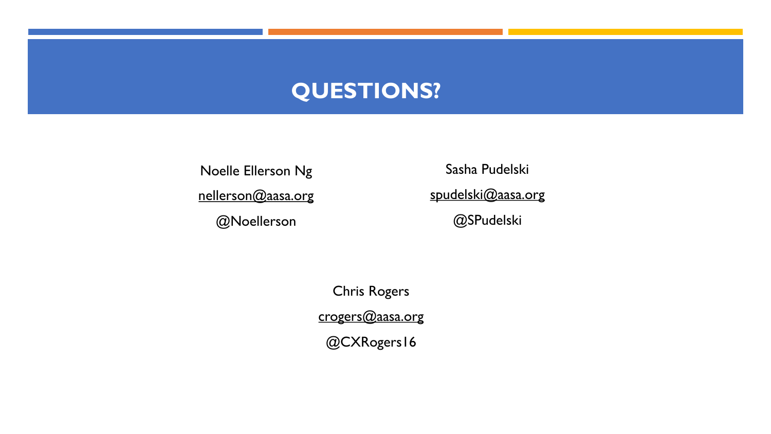# QUESTIONS?

Noelle Ellerson Ng

nellerson@aasa.org

@Noellerson

Sasha Pudelski

spudelski@aasa.org

@SPudelski

Chris Rogers

crogers@aasa.org

@CXRogers16